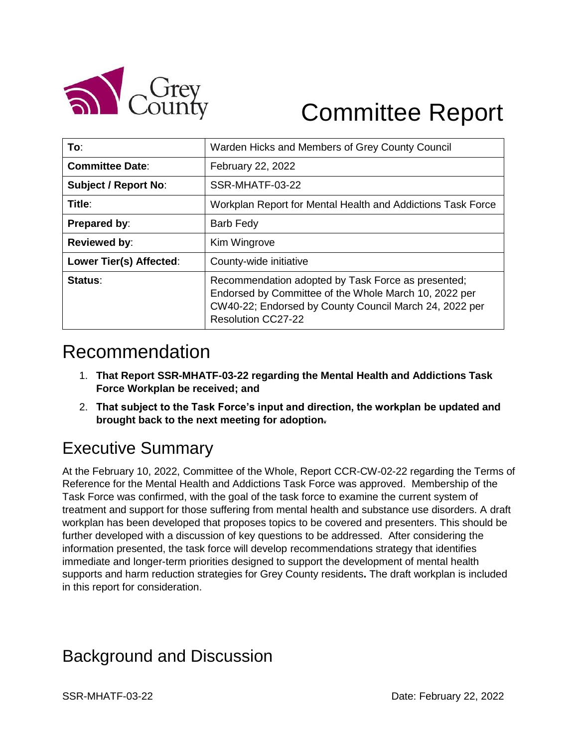# Committee Report

| To: | Warden Hicks and Members of Grey County Council |
|---|---|
| Committee Date: | February 22, 2022 |
| Subject / Report No: | SSR-MHATF-03-22 |
| Title: | Workplan Report for Mental Health and Addictions Task Force |
| Prepared by: | Barb Fedy |
| Reviewed by: | Kim Wingrove |
| Lower Tier(s) Affected: | County-wide initiative |
| Status: | Recommendation adopted by Task Force as presented; Endorsed by Committee of the Whole March 10, 2022 per CW40-22; Endorsed by County Council March 24, 2022 per Resolution CC27-22 |

## Recommendation

1. **That Report SSR-MHATF-03-22 regarding the Mental Health and Addictions Task Force Workplan be received; and**
2. **That subject to the Task Force's input and direction, the workplan be updated and brought back to the next meeting for adoption.**

## Executive Summary

At the February 10, 2022, Committee of the Whole, Report CCR-CW-02-22 regarding the Terms of Reference for the Mental Health and Addictions Task Force was approved. Membership of the Task Force was confirmed, with the goal of the task force to examine the current system of treatment and support for those suffering from mental health and substance use disorders. A draft workplan has been developed that proposes topics to be covered and presenters. This should be further developed with a discussion of key questions to be addressed. After considering the information presented, the task force will develop recommendations strategy that identifies immediate and longer-term priorities designed to support the development of mental health supports and harm reduction strategies for Grey County residents**.** The draft workplan is included in this report for consideration.

## Background and Discussion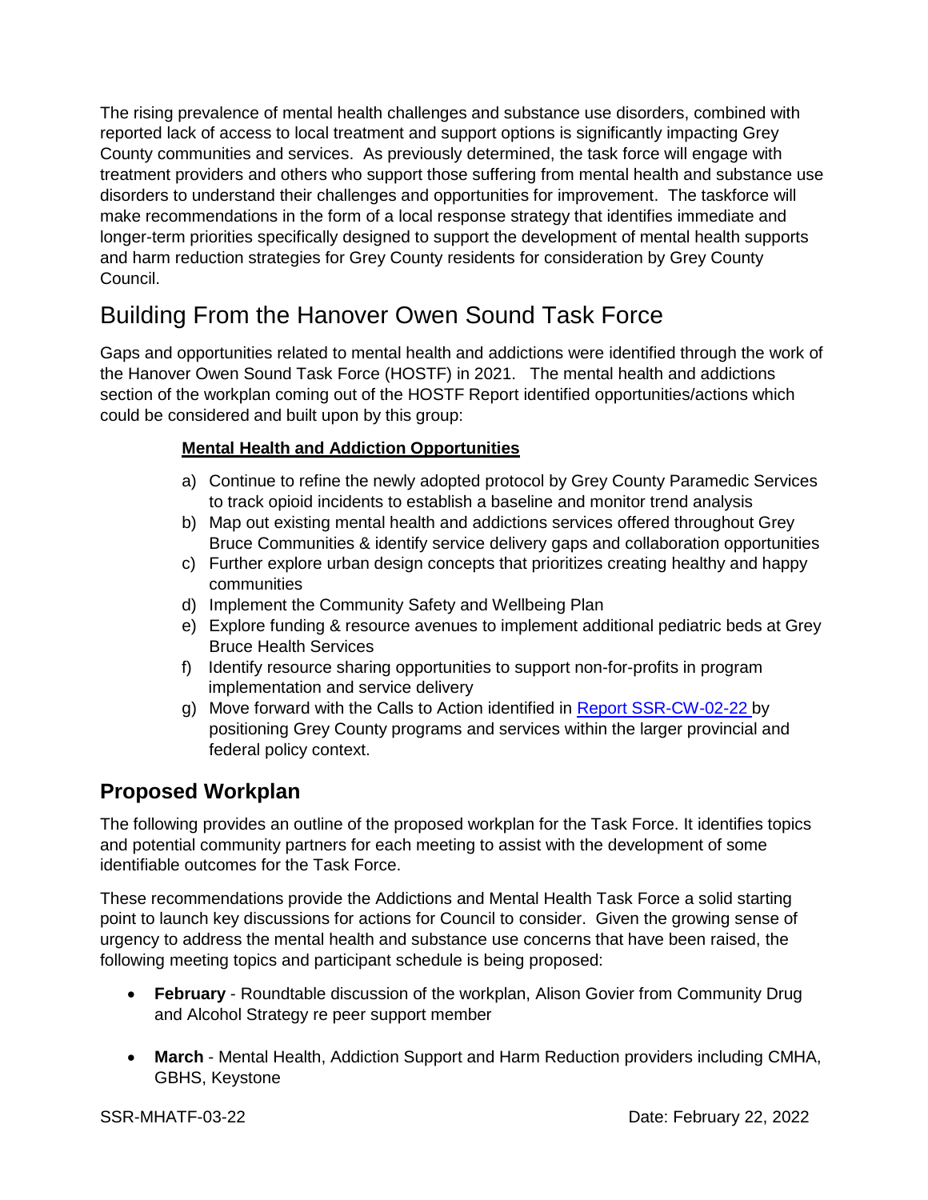The rising prevalence of mental health challenges and substance use disorders, combined with reported lack of access to local treatment and support options is significantly impacting Grey County communities and services. As previously determined, the task force will engage with treatment providers and others who support those suffering from mental health and substance use disorders to understand their challenges and opportunities for improvement. The taskforce will make recommendations in the form of a local response strategy that identifies immediate and longer-term priorities specifically designed to support the development of mental health supports and harm reduction strategies for Grey County residents for consideration by Grey County Council.

## Building From the Hanover Owen Sound Task Force

Gaps and opportunities related to mental health and addictions were identified through the work of the Hanover Owen Sound Task Force (HOSTF) in 2021. The mental health and addictions section of the workplan coming out of the HOSTF Report identified opportunities/actions which could be considered and built upon by this group:

**Mental Health and Addiction Opportunities**

a) Continue to refine the newly adopted protocol by Grey County Paramedic Services to track opioid incidents to establish a baseline and monitor trend analysis
b) Map out existing mental health and addictions services offered throughout Grey Bruce Communities & identify service delivery gaps and collaboration opportunities
c) Further explore urban design concepts that prioritizes creating healthy and happy communities
d) Implement the Community Safety and Wellbeing Plan
e) Explore funding & resource avenues to implement additional pediatric beds at Grey Bruce Health Services
f) Identify resource sharing opportunities to support non-for-profits in program implementation and service delivery
g) Move forward with the Calls to Action identified in Report SSR-CW-02-22 by positioning Grey County programs and services within the larger provincial and federal policy context.

### Proposed Workplan

The following provides an outline of the proposed workplan for the Task Force. It identifies topics and potential community partners for each meeting to assist with the development of some identifiable outcomes for the Task Force.

These recommendations provide the Addictions and Mental Health Task Force a solid starting point to launch key discussions for actions for Council to consider. Given the growing sense of urgency to address the mental health and substance use concerns that have been raised, the following meeting topics and participant schedule is being proposed:

- **February** - Roundtable discussion of the workplan, Alison Govier from Community Drug and Alcohol Strategy re peer support member
- **March** - Mental Health, Addiction Support and Harm Reduction providers including CMHA, GBHS, Keystone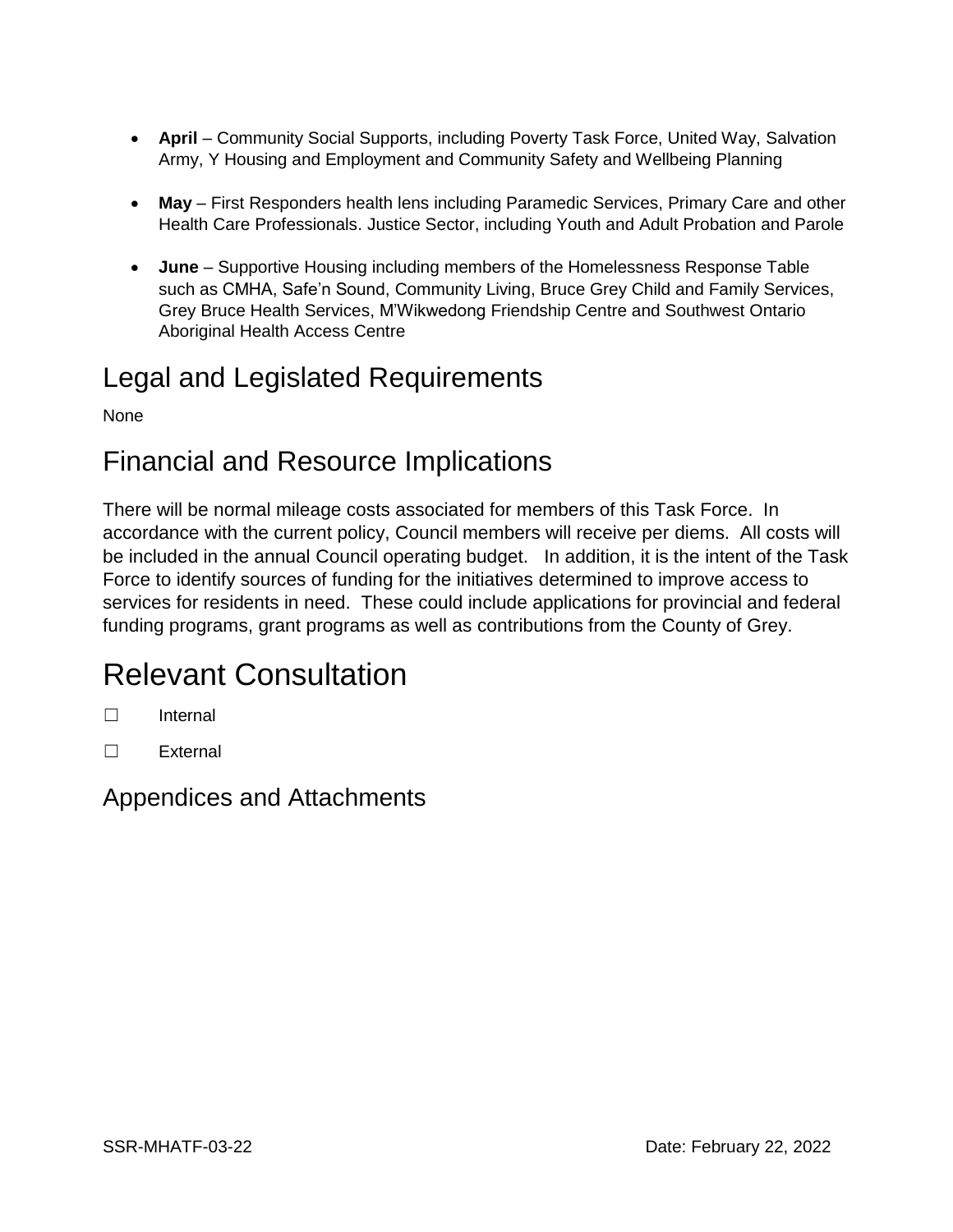- **April** – Community Social Supports, including Poverty Task Force, United Way, Salvation Army, Y Housing and Employment and Community Safety and Wellbeing Planning
- **May** – First Responders health lens including Paramedic Services, Primary Care and other Health Care Professionals. Justice Sector, including Youth and Adult Probation and Parole
- **June** – Supportive Housing including members of the Homelessness Response Table such as CMHA, Safe'n Sound, Community Living, Bruce Grey Child and Family Services, Grey Bruce Health Services, M'Wikwedong Friendship Centre and Southwest Ontario Aboriginal Health Access Centre

## Legal and Legislated Requirements

None

## Financial and Resource Implications

There will be normal mileage costs associated for members of this Task Force. In accordance with the current policy, Council members will receive per diems. All costs will be included in the annual Council operating budget. In addition, it is the intent of the Task Force to identify sources of funding for the initiatives determined to improve access to services for residents in need. These could include applications for provincial and federal funding programs, grant programs as well as contributions from the County of Grey.

# Relevant Consultation

☐ Internal

☐ External

## Appendices and Attachments

SSR-MHATF-03-22 Date: February 22, 2022